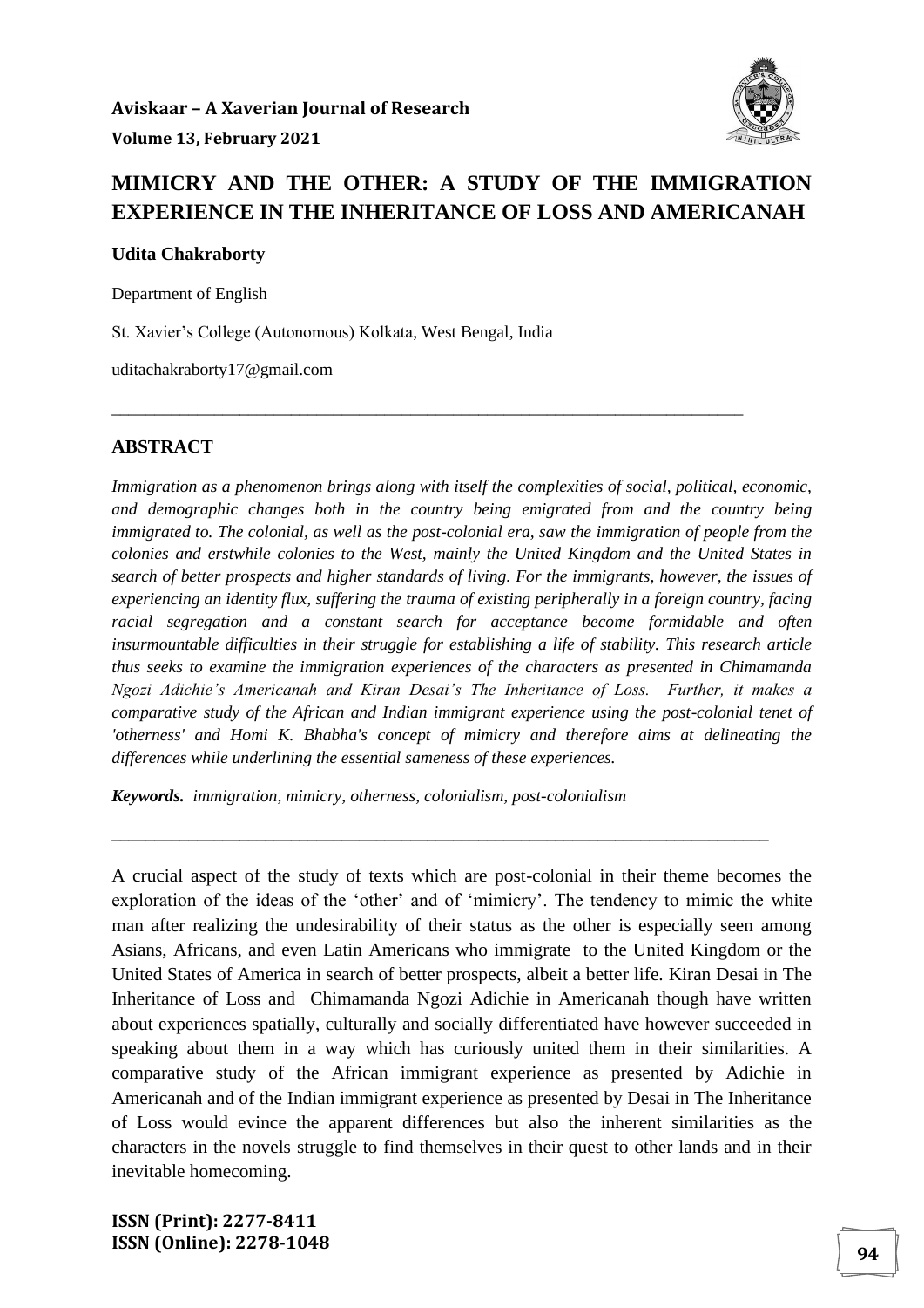# MIMICRY AND THE OTHER: A STUDY OF THE IMMIGRATION EXPERIENCE IN THE INHERITANCE OF LOSS AND AMERICANAH

**Udita Chakraborty**

Department of English

St. Xavier's College (Autonomous) Kolkata, West Bengal, India

uditachakraborty17@gmail.com

---

## ABSTRACT

*Immigration as a phenomenon brings along with itself the complexities of social, political, economic, and demographic changes both in the country being emigrated from and the country being immigrated to. The colonial, as well as the post-colonial era, saw the immigration of people from the colonies and erstwhile colonies to the West, mainly the United Kingdom and the United States in search of better prospects and higher standards of living. For the immigrants, however, the issues of experiencing an identity flux, suffering the trauma of existing peripherally in a foreign country, facing racial segregation and a constant search for acceptance become formidable and often insurmountable difficulties in their struggle for establishing a life of stability. This research article thus seeks to examine the immigration experiences of the characters as presented in Chimamanda Ngozi Adichie's Americanah and Kiran Desai's The Inheritance of Loss. Further, it makes a comparative study of the African and Indian immigrant experience using the post-colonial tenet of 'otherness' and Homi K. Bhabha's concept of mimicry and therefore aims at delineating the differences while underlining the essential sameness of these experiences.*

***Keywords.*** *immigration, mimicry, otherness, colonialism, post-colonialism*

---

A crucial aspect of the study of texts which are post-colonial in their theme becomes the exploration of the ideas of the 'other' and of 'mimicry'. The tendency to mimic the white man after realizing the undesirability of their status as the other is especially seen among Asians, Africans, and even Latin Americans who immigrate to the United Kingdom or the United States of America in search of better prospects, albeit a better life. Kiran Desai in The Inheritance of Loss and Chimamanda Ngozi Adichie in Americanah though have written about experiences spatially, culturally and socially differentiated have however succeeded in speaking about them in a way which has curiously united them in their similarities. A comparative study of the African immigrant experience as presented by Adichie in Americanah and of the Indian immigrant experience as presented by Desai in The Inheritance of Loss would evince the apparent differences but also the inherent similarities as the characters in the novels struggle to find themselves in their quest to other lands and in their inevitable homecoming.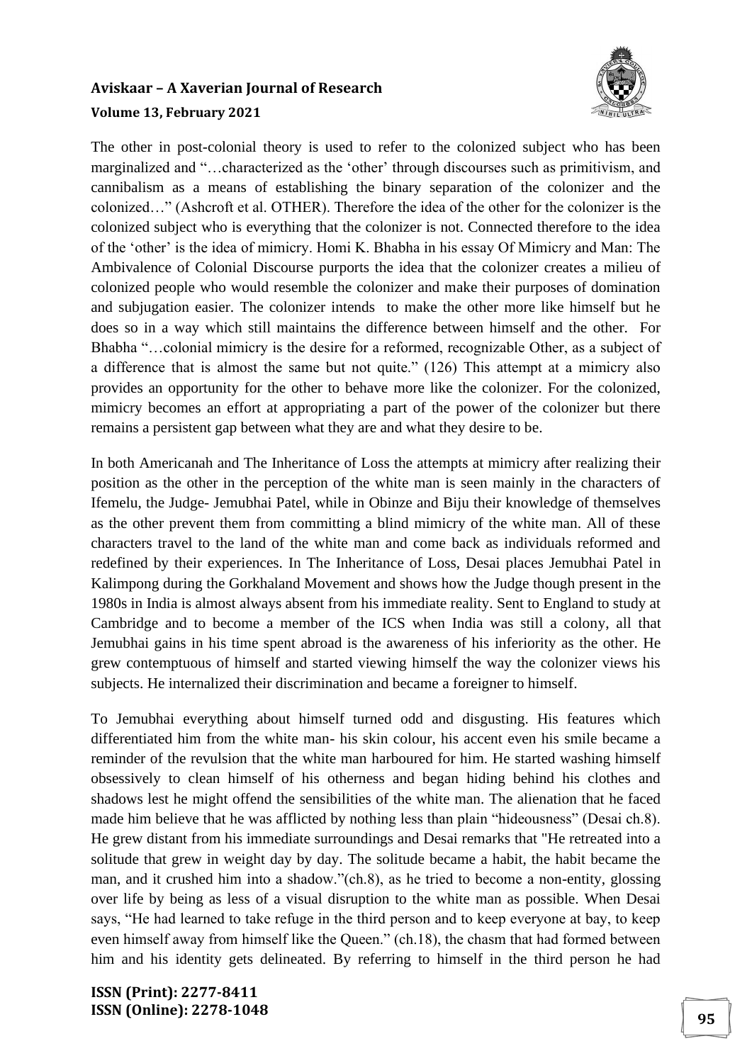The other in post-colonial theory is used to refer to the colonized subject who has been marginalized and "…characterized as the 'other' through discourses such as primitivism, and cannibalism as a means of establishing the binary separation of the colonizer and the colonized…" (Ashcroft et al. OTHER). Therefore the idea of the other for the colonizer is the colonized subject who is everything that the colonizer is not. Connected therefore to the idea of the 'other' is the idea of mimicry. Homi K. Bhabha in his essay Of Mimicry and Man: The Ambivalence of Colonial Discourse purports the idea that the colonizer creates a milieu of colonized people who would resemble the colonizer and make their purposes of domination and subjugation easier. The colonizer intends to make the other more like himself but he does so in a way which still maintains the difference between himself and the other. For Bhabha "…colonial mimicry is the desire for a reformed, recognizable Other, as a subject of a difference that is almost the same but not quite." (126) This attempt at a mimicry also provides an opportunity for the other to behave more like the colonizer. For the colonized, mimicry becomes an effort at appropriating a part of the power of the colonizer but there remains a persistent gap between what they are and what they desire to be.

In both Americanah and The Inheritance of Loss the attempts at mimicry after realizing their position as the other in the perception of the white man is seen mainly in the characters of Ifemelu, the Judge- Jemubhai Patel, while in Obinze and Biju their knowledge of themselves as the other prevent them from committing a blind mimicry of the white man. All of these characters travel to the land of the white man and come back as individuals reformed and redefined by their experiences. In The Inheritance of Loss, Desai places Jemubhai Patel in Kalimpong during the Gorkhaland Movement and shows how the Judge though present in the 1980s in India is almost always absent from his immediate reality. Sent to England to study at Cambridge and to become a member of the ICS when India was still a colony, all that Jemubhai gains in his time spent abroad is the awareness of his inferiority as the other. He grew contemptuous of himself and started viewing himself the way the colonizer views his subjects. He internalized their discrimination and became a foreigner to himself.

To Jemubhai everything about himself turned odd and disgusting. His features which differentiated him from the white man- his skin colour, his accent even his smile became a reminder of the revulsion that the white man harboured for him. He started washing himself obsessively to clean himself of his otherness and began hiding behind his clothes and shadows lest he might offend the sensibilities of the white man. The alienation that he faced made him believe that he was afflicted by nothing less than plain "hideousness" (Desai ch.8). He grew distant from his immediate surroundings and Desai remarks that "He retreated into a solitude that grew in weight day by day. The solitude became a habit, the habit became the man, and it crushed him into a shadow."(ch.8), as he tried to become a non-entity, glossing over life by being as less of a visual disruption to the white man as possible. When Desai says, "He had learned to take refuge in the third person and to keep everyone at bay, to keep even himself away from himself like the Queen." (ch.18), the chasm that had formed between him and his identity gets delineated. By referring to himself in the third person he had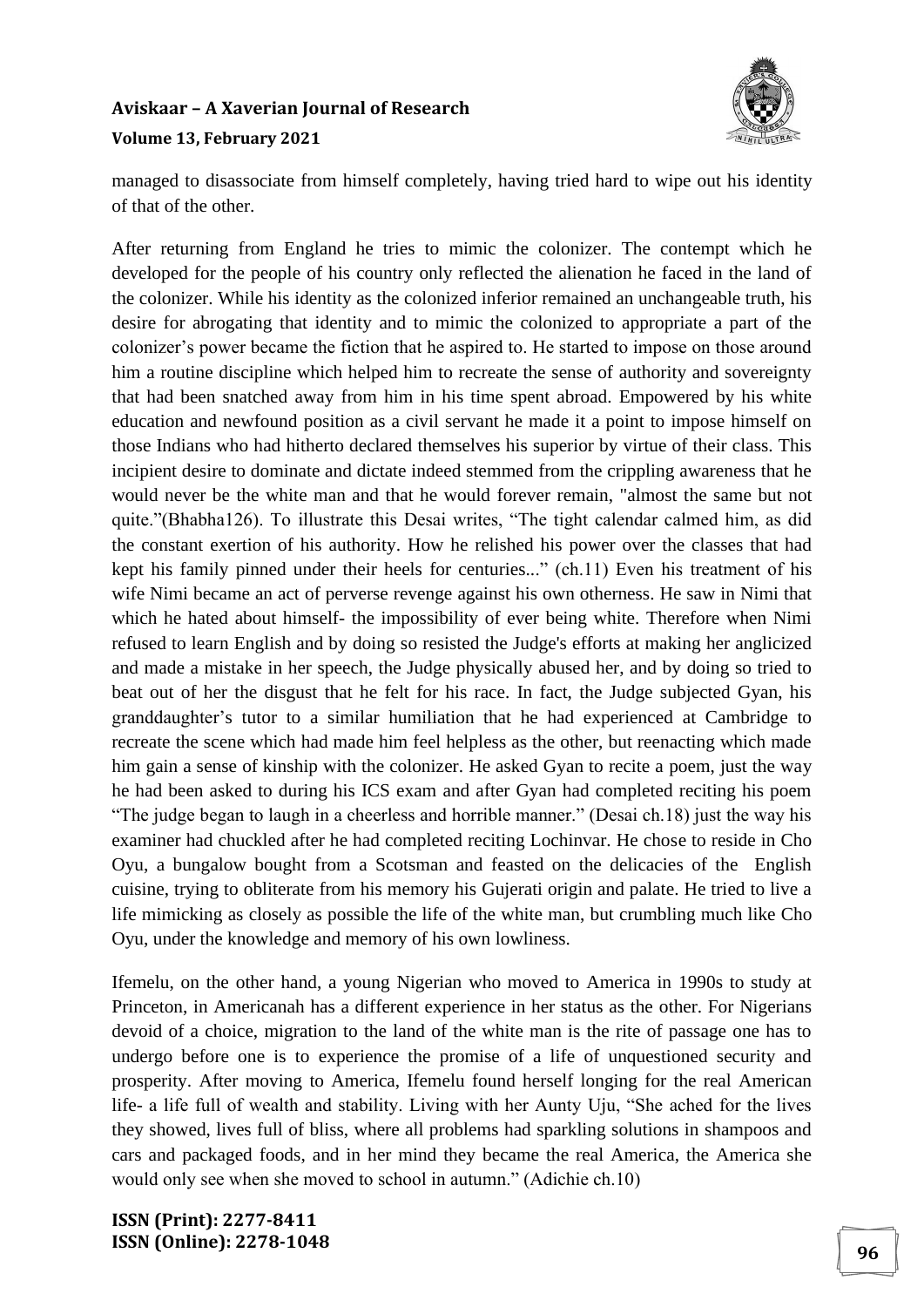managed to disassociate from himself completely, having tried hard to wipe out his identity of that of the other.

After returning from England he tries to mimic the colonizer. The contempt which he developed for the people of his country only reflected the alienation he faced in the land of the colonizer. While his identity as the colonized inferior remained an unchangeable truth, his desire for abrogating that identity and to mimic the colonized to appropriate a part of the colonizer's power became the fiction that he aspired to. He started to impose on those around him a routine discipline which helped him to recreate the sense of authority and sovereignty that had been snatched away from him in his time spent abroad. Empowered by his white education and newfound position as a civil servant he made it a point to impose himself on those Indians who had hitherto declared themselves his superior by virtue of their class. This incipient desire to dominate and dictate indeed stemmed from the crippling awareness that he would never be the white man and that he would forever remain, "almost the same but not quite."(Bhabha126). To illustrate this Desai writes, "The tight calendar calmed him, as did the constant exertion of his authority. How he relished his power over the classes that had kept his family pinned under their heels for centuries..." (ch.11) Even his treatment of his wife Nimi became an act of perverse revenge against his own otherness. He saw in Nimi that which he hated about himself- the impossibility of ever being white. Therefore when Nimi refused to learn English and by doing so resisted the Judge's efforts at making her anglicized and made a mistake in her speech, the Judge physically abused her, and by doing so tried to beat out of her the disgust that he felt for his race. In fact, the Judge subjected Gyan, his granddaughter's tutor to a similar humiliation that he had experienced at Cambridge to recreate the scene which had made him feel helpless as the other, but reenacting which made him gain a sense of kinship with the colonizer. He asked Gyan to recite a poem, just the way he had been asked to during his ICS exam and after Gyan had completed reciting his poem "The judge began to laugh in a cheerless and horrible manner." (Desai ch.18) just the way his examiner had chuckled after he had completed reciting Lochinvar. He chose to reside in Cho Oyu, a bungalow bought from a Scotsman and feasted on the delicacies of the English cuisine, trying to obliterate from his memory his Gujerati origin and palate. He tried to live a life mimicking as closely as possible the life of the white man, but crumbling much like Cho Oyu, under the knowledge and memory of his own lowliness.

Ifemelu, on the other hand, a young Nigerian who moved to America in 1990s to study at Princeton, in Americanah has a different experience in her status as the other. For Nigerians devoid of a choice, migration to the land of the white man is the rite of passage one has to undergo before one is to experience the promise of a life of unquestioned security and prosperity. After moving to America, Ifemelu found herself longing for the real American life- a life full of wealth and stability. Living with her Aunty Uju, "She ached for the lives they showed, lives full of bliss, where all problems had sparkling solutions in shampoos and cars and packaged foods, and in her mind they became the real America, the America she would only see when she moved to school in autumn." (Adichie ch.10)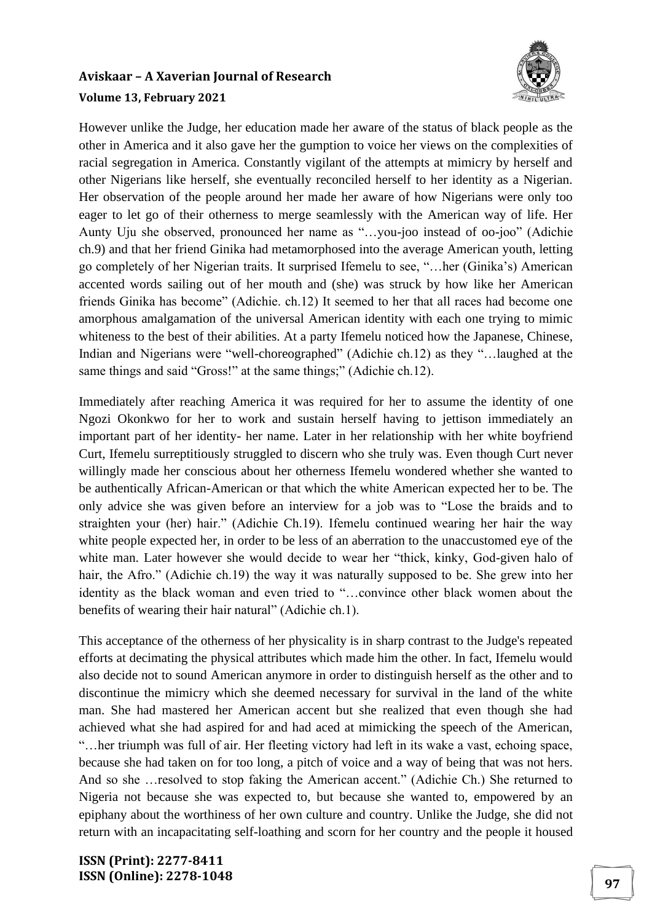However unlike the Judge, her education made her aware of the status of black people as the other in America and it also gave her the gumption to voice her views on the complexities of racial segregation in America. Constantly vigilant of the attempts at mimicry by herself and other Nigerians like herself, she eventually reconciled herself to her identity as a Nigerian. Her observation of the people around her made her aware of how Nigerians were only too eager to let go of their otherness to merge seamlessly with the American way of life. Her Aunty Uju she observed, pronounced her name as "…you-joo instead of oo-joo" (Adichie ch.9) and that her friend Ginika had metamorphosed into the average American youth, letting go completely of her Nigerian traits. It surprised Ifemelu to see, "…her (Ginika's) American accented words sailing out of her mouth and (she) was struck by how like her American friends Ginika has become" (Adichie. ch.12) It seemed to her that all races had become one amorphous amalgamation of the universal American identity with each one trying to mimic whiteness to the best of their abilities. At a party Ifemelu noticed how the Japanese, Chinese, Indian and Nigerians were "well-choreographed" (Adichie ch.12) as they "…laughed at the same things and said "Gross!" at the same things;" (Adichie ch.12).

Immediately after reaching America it was required for her to assume the identity of one Ngozi Okonkwo for her to work and sustain herself having to jettison immediately an important part of her identity- her name. Later in her relationship with her white boyfriend Curt, Ifemelu surreptitiously struggled to discern who she truly was. Even though Curt never willingly made her conscious about her otherness Ifemelu wondered whether she wanted to be authentically African-American or that which the white American expected her to be. The only advice she was given before an interview for a job was to "Lose the braids and to straighten your (her) hair." (Adichie Ch.19). Ifemelu continued wearing her hair the way white people expected her, in order to be less of an aberration to the unaccustomed eye of the white man. Later however she would decide to wear her "thick, kinky, God-given halo of hair, the Afro." (Adichie ch.19) the way it was naturally supposed to be. She grew into her identity as the black woman and even tried to "…convince other black women about the benefits of wearing their hair natural" (Adichie ch.1).

This acceptance of the otherness of her physicality is in sharp contrast to the Judge's repeated efforts at decimating the physical attributes which made him the other. In fact, Ifemelu would also decide not to sound American anymore in order to distinguish herself as the other and to discontinue the mimicry which she deemed necessary for survival in the land of the white man. She had mastered her American accent but she realized that even though she had achieved what she had aspired for and had aced at mimicking the speech of the American, "…her triumph was full of air. Her fleeting victory had left in its wake a vast, echoing space, because she had taken on for too long, a pitch of voice and a way of being that was not hers. And so she …resolved to stop faking the American accent." (Adichie Ch.) She returned to Nigeria not because she was expected to, but because she wanted to, empowered by an epiphany about the worthiness of her own culture and country. Unlike the Judge, she did not return with an incapacitating self-loathing and scorn for her country and the people it housed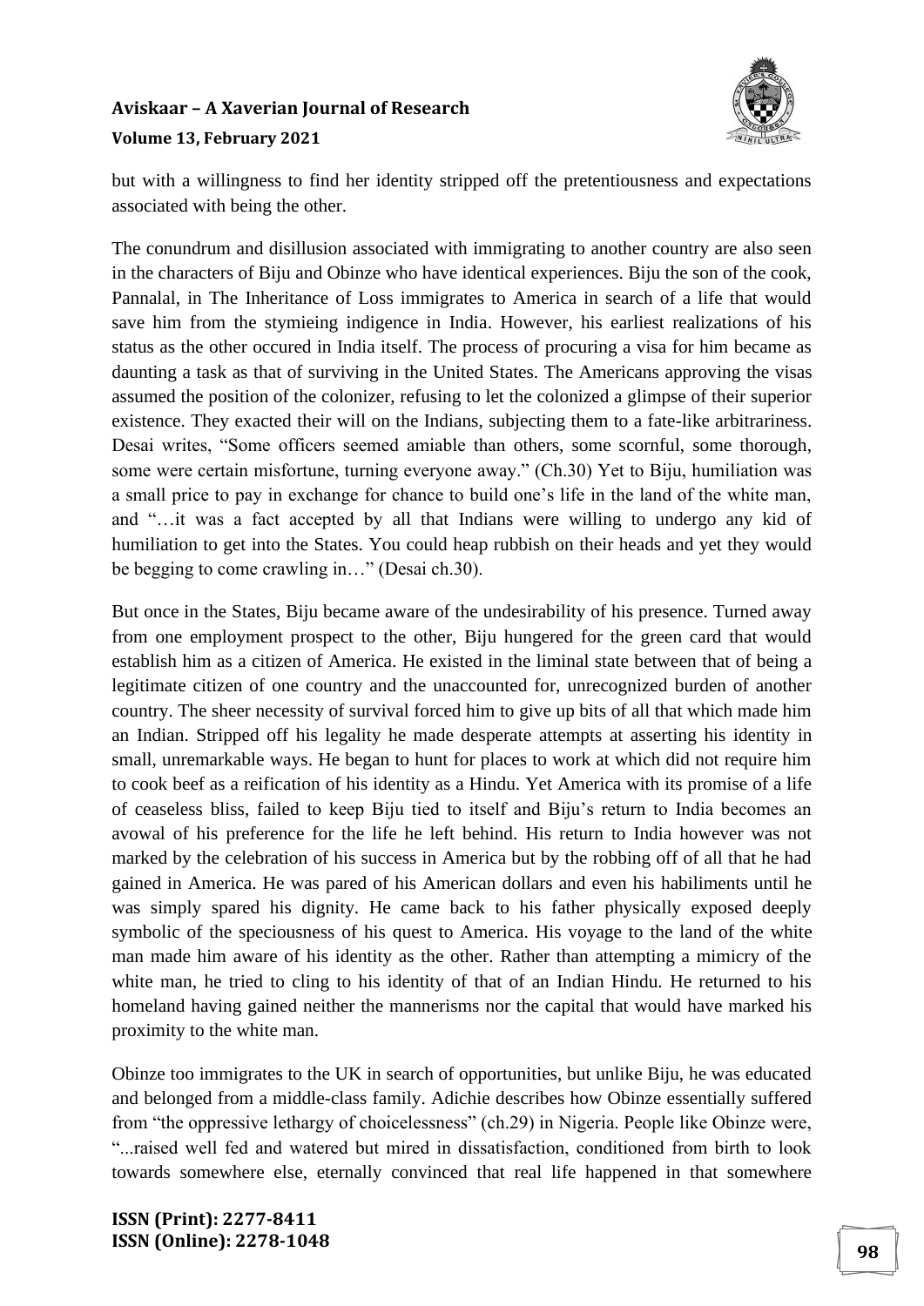but with a willingness to find her identity stripped off the pretentiousness and expectations associated with being the other.

The conundrum and disillusion associated with immigrating to another country are also seen in the characters of Biju and Obinze who have identical experiences. Biju the son of the cook, Pannalal, in The Inheritance of Loss immigrates to America in search of a life that would save him from the stymieing indigence in India. However, his earliest realizations of his status as the other occured in India itself. The process of procuring a visa for him became as daunting a task as that of surviving in the United States. The Americans approving the visas assumed the position of the colonizer, refusing to let the colonized a glimpse of their superior existence. They exacted their will on the Indians, subjecting them to a fate-like arbitrariness. Desai writes, "Some officers seemed amiable than others, some scornful, some thorough, some were certain misfortune, turning everyone away." (Ch.30) Yet to Biju, humiliation was a small price to pay in exchange for chance to build one's life in the land of the white man, and "…it was a fact accepted by all that Indians were willing to undergo any kid of humiliation to get into the States. You could heap rubbish on their heads and yet they would be begging to come crawling in…" (Desai ch.30).

But once in the States, Biju became aware of the undesirability of his presence. Turned away from one employment prospect to the other, Biju hungered for the green card that would establish him as a citizen of America. He existed in the liminal state between that of being a legitimate citizen of one country and the unaccounted for, unrecognized burden of another country. The sheer necessity of survival forced him to give up bits of all that which made him an Indian. Stripped off his legality he made desperate attempts at asserting his identity in small, unremarkable ways. He began to hunt for places to work at which did not require him to cook beef as a reification of his identity as a Hindu. Yet America with its promise of a life of ceaseless bliss, failed to keep Biju tied to itself and Biju's return to India becomes an avowal of his preference for the life he left behind. His return to India however was not marked by the celebration of his success in America but by the robbing off of all that he had gained in America. He was pared of his American dollars and even his habiliments until he was simply spared his dignity. He came back to his father physically exposed deeply symbolic of the speciousness of his quest to America. His voyage to the land of the white man made him aware of his identity as the other. Rather than attempting a mimicry of the white man, he tried to cling to his identity of that of an Indian Hindu. He returned to his homeland having gained neither the mannerisms nor the capital that would have marked his proximity to the white man.

Obinze too immigrates to the UK in search of opportunities, but unlike Biju, he was educated and belonged from a middle-class family. Adichie describes how Obinze essentially suffered from "the oppressive lethargy of choicelessness" (ch.29) in Nigeria. People like Obinze were, "...raised well fed and watered but mired in dissatisfaction, conditioned from birth to look towards somewhere else, eternally convinced that real life happened in that somewhere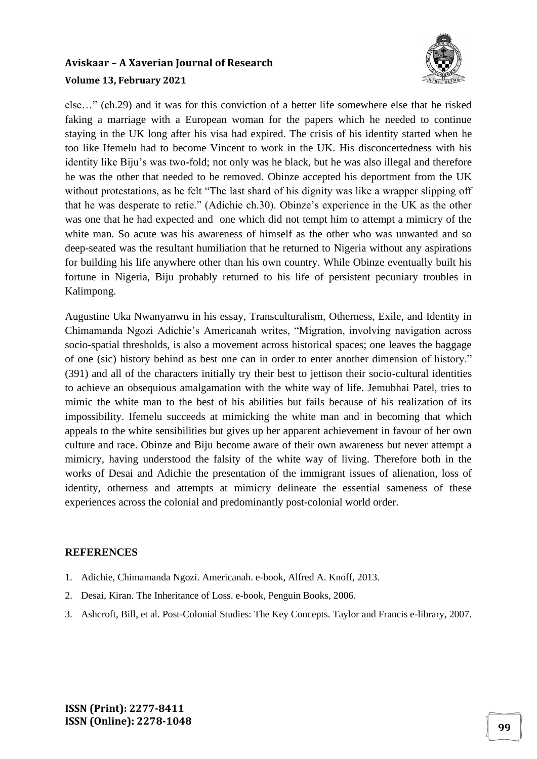else…" (ch.29) and it was for this conviction of a better life somewhere else that he risked faking a marriage with a European woman for the papers which he needed to continue staying in the UK long after his visa had expired. The crisis of his identity started when he too like Ifemelu had to become Vincent to work in the UK. His disconcertedness with his identity like Biju's was two-fold; not only was he black, but he was also illegal and therefore he was the other that needed to be removed. Obinze accepted his deportment from the UK without protestations, as he felt "The last shard of his dignity was like a wrapper slipping off that he was desperate to retie." (Adichie ch.30). Obinze's experience in the UK as the other was one that he had expected and one which did not tempt him to attempt a mimicry of the white man. So acute was his awareness of himself as the other who was unwanted and so deep-seated was the resultant humiliation that he returned to Nigeria without any aspirations for building his life anywhere other than his own country. While Obinze eventually built his fortune in Nigeria, Biju probably returned to his life of persistent pecuniary troubles in Kalimpong.

Augustine Uka Nwanyanwu in his essay, Transculturalism, Otherness, Exile, and Identity in Chimamanda Ngozi Adichie's Americanah writes, "Migration, involving navigation across socio-spatial thresholds, is also a movement across historical spaces; one leaves the baggage of one (sic) history behind as best one can in order to enter another dimension of history." (391) and all of the characters initially try their best to jettison their socio-cultural identities to achieve an obsequious amalgamation with the white way of life. Jemubhai Patel, tries to mimic the white man to the best of his abilities but fails because of his realization of its impossibility. Ifemelu succeeds at mimicking the white man and in becoming that which appeals to the white sensibilities but gives up her apparent achievement in favour of her own culture and race. Obinze and Biju become aware of their own awareness but never attempt a mimicry, having understood the falsity of the white way of living. Therefore both in the works of Desai and Adichie the presentation of the immigrant issues of alienation, loss of identity, otherness and attempts at mimicry delineate the essential sameness of these experiences across the colonial and predominantly post-colonial world order.

## REFERENCES

1. Adichie, Chimamanda Ngozi. Americanah. e-book, Alfred A. Knoff, 2013.
2. Desai, Kiran. The Inheritance of Loss. e-book, Penguin Books, 2006.
3. Ashcroft, Bill, et al. Post-Colonial Studies: The Key Concepts. Taylor and Francis e-library, 2007.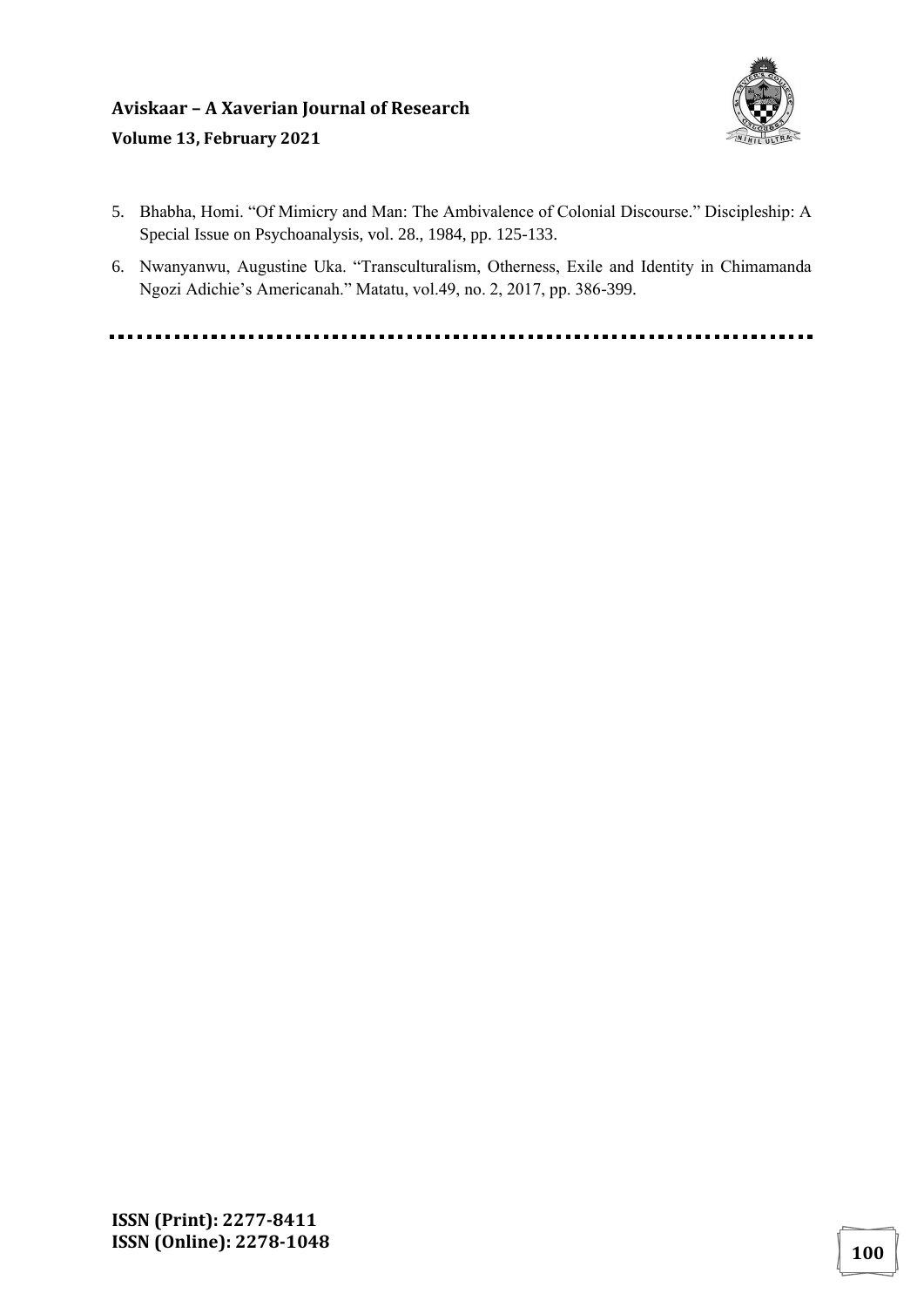5. Bhabha, Homi. "Of Mimicry and Man: The Ambivalence of Colonial Discourse." Discipleship: A Special Issue on Psychoanalysis, vol. 28., 1984, pp. 125-133.
6. Nwanyanwu, Augustine Uka. "Transculturalism, Otherness, Exile and Identity in Chimamanda Ngozi Adichie's Americanah." Matatu, vol.49, no. 2, 2017, pp. 386-399.